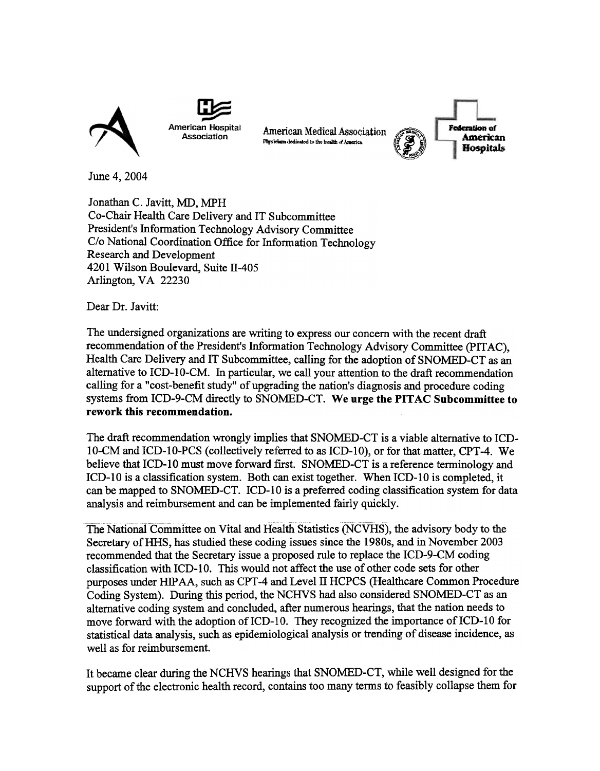American Hospital Association

American Medical Association
Physicians dedicated to the health of America

Federation of American Hospitals

June 4, 2004

Jonathan C. Javitt, MD, MPH
Co-Chair Health Care Delivery and IT Subcommittee
President's Information Technology Advisory Committee
C/o National Coordination Office for Information Technology
Research and Development
4201 Wilson Boulevard, Suite II-405
Arlington, VA 22230

Dear Dr. Javitt:

The undersigned organizations are writing to express our concern with the recent draft recommendation of the President's Information Technology Advisory Committee (PITAC), Health Care Delivery and IT Subcommittee, calling for the adoption of SNOMED-CT as an alternative to ICD-10-CM. In particular, we call your attention to the draft recommendation calling for a "cost-benefit study" of upgrading the nation's diagnosis and procedure coding systems from ICD-9-CM directly to SNOMED-CT. **We urge the PITAC Subcommittee to rework this recommendation.**

The draft recommendation wrongly implies that SNOMED-CT is a viable alternative to ICD-10-CM and ICD-10-PCS (collectively referred to as ICD-10), or for that matter, CPT-4. We believe that ICD-10 must move forward first. SNOMED-CT is a reference terminology and ICD-10 is a classification system. Both can exist together. When ICD-10 is completed, it can be mapped to SNOMED-CT. ICD-10 is a preferred coding classification system for data analysis and reimbursement and can be implemented fairly quickly.

The National Committee on Vital and Health Statistics (NCVHS), the advisory body to the Secretary of HHS, has studied these coding issues since the 1980s, and in November 2003 recommended that the Secretary issue a proposed rule to replace the ICD-9-CM coding classification with ICD-10. This would not affect the use of other code sets for other purposes under HIPAA, such as CPT-4 and Level II HCPCS (Healthcare Common Procedure Coding System). During this period, the NCHVS had also considered SNOMED-CT as an alternative coding system and concluded, after numerous hearings, that the nation needs to move forward with the adoption of ICD-10. They recognized the importance of ICD-10 for statistical data analysis, such as epidemiological analysis or trending of disease incidence, as well as for reimbursement.

It became clear during the NCHVS hearings that SNOMED-CT, while well designed for the support of the electronic health record, contains too many terms to feasibly collapse them for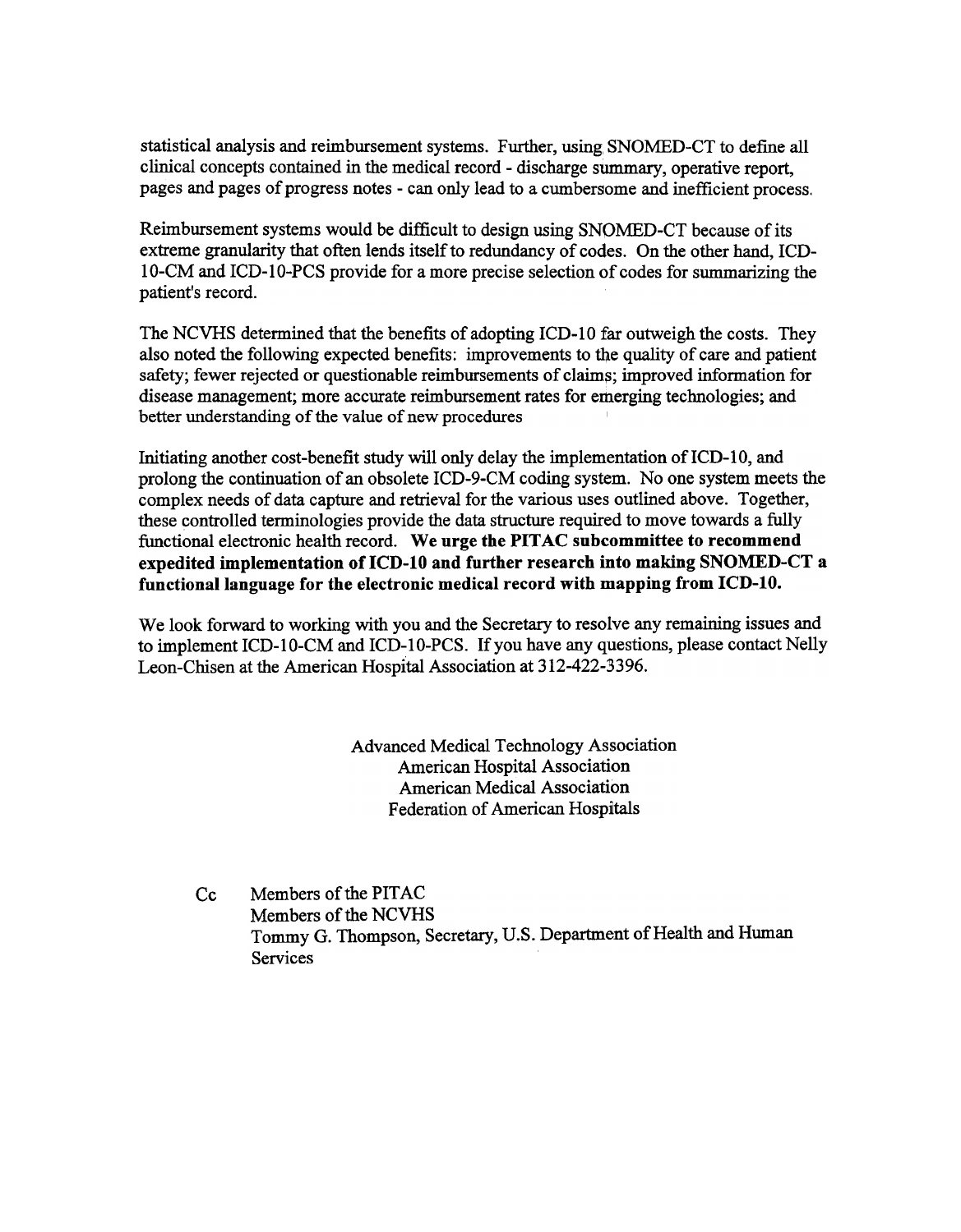statistical analysis and reimbursement systems. Further, using SNOMED-CT to define all clinical concepts contained in the medical record - discharge summary, operative report, pages and pages of progress notes - can only lead to a cumbersome and inefficient process.

Reimbursement systems would be difficult to design using SNOMED-CT because of its extreme granularity that often lends itself to redundancy of codes. On the other hand, ICD-10-CM and ICD-10-PCS provide for a more precise selection of codes for summarizing the patient's record.

The NCVHS determined that the benefits of adopting ICD-10 far outweigh the costs. They also noted the following expected benefits: improvements to the quality of care and patient safety; fewer rejected or questionable reimbursements of claims; improved information for disease management; more accurate reimbursement rates for emerging technologies; and better understanding of the value of new procedures

Initiating another cost-benefit study will only delay the implementation of ICD-10, and prolong the continuation of an obsolete ICD-9-CM coding system. No one system meets the complex needs of data capture and retrieval for the various uses outlined above. Together, these controlled terminologies provide the data structure required to move towards a fully functional electronic health record. **We urge the PITAC subcommittee to recommend expedited implementation of ICD-10 and further research into making SNOMED-CT a functional language for the electronic medical record with mapping from ICD-10.**

We look forward to working with you and the Secretary to resolve any remaining issues and to implement ICD-10-CM and ICD-10-PCS. If you have any questions, please contact Nelly Leon-Chisen at the American Hospital Association at 312-422-3396.

Advanced Medical Technology Association
American Hospital Association
American Medical Association
Federation of American Hospitals

Cc Members of the PITAC
Members of the NCVHS
Tommy G. Thompson, Secretary, U.S. Department of Health and Human Services